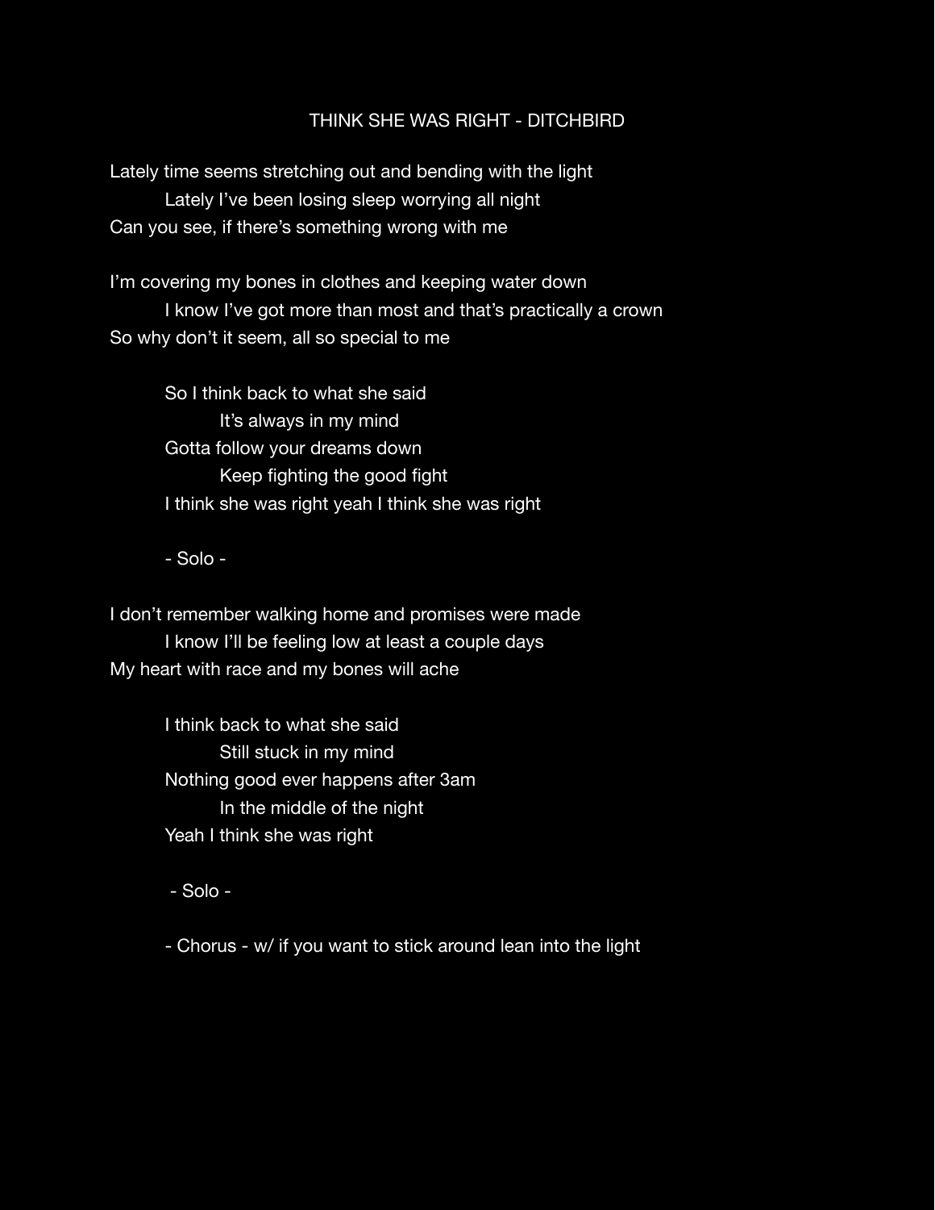# THINK SHE WAS RIGHT - DITCHBIRD

Lately time seems stretching out and bending with the light
    Lately I've been losing sleep worrying all night
Can you see, if there's something wrong with me

I'm covering my bones in clothes and keeping water down
    I know I've got more than most and that's practically a crown
So why don't it seem, all so special to me

    So I think back to what she said
        It's always in my mind
    Gotta follow your dreams down
        Keep fighting the good fight
    I think she was right yeah I think she was right

    - Solo -

I don't remember walking home and promises were made
    I know I'll be feeling low at least a couple days
My heart with race and my bones will ache

    I think back to what she said
        Still stuck in my mind
    Nothing good ever happens after 3am
        In the middle of the night
    Yeah I think she was right

    - Solo -

    - Chorus - w/ if you want to stick around lean into the light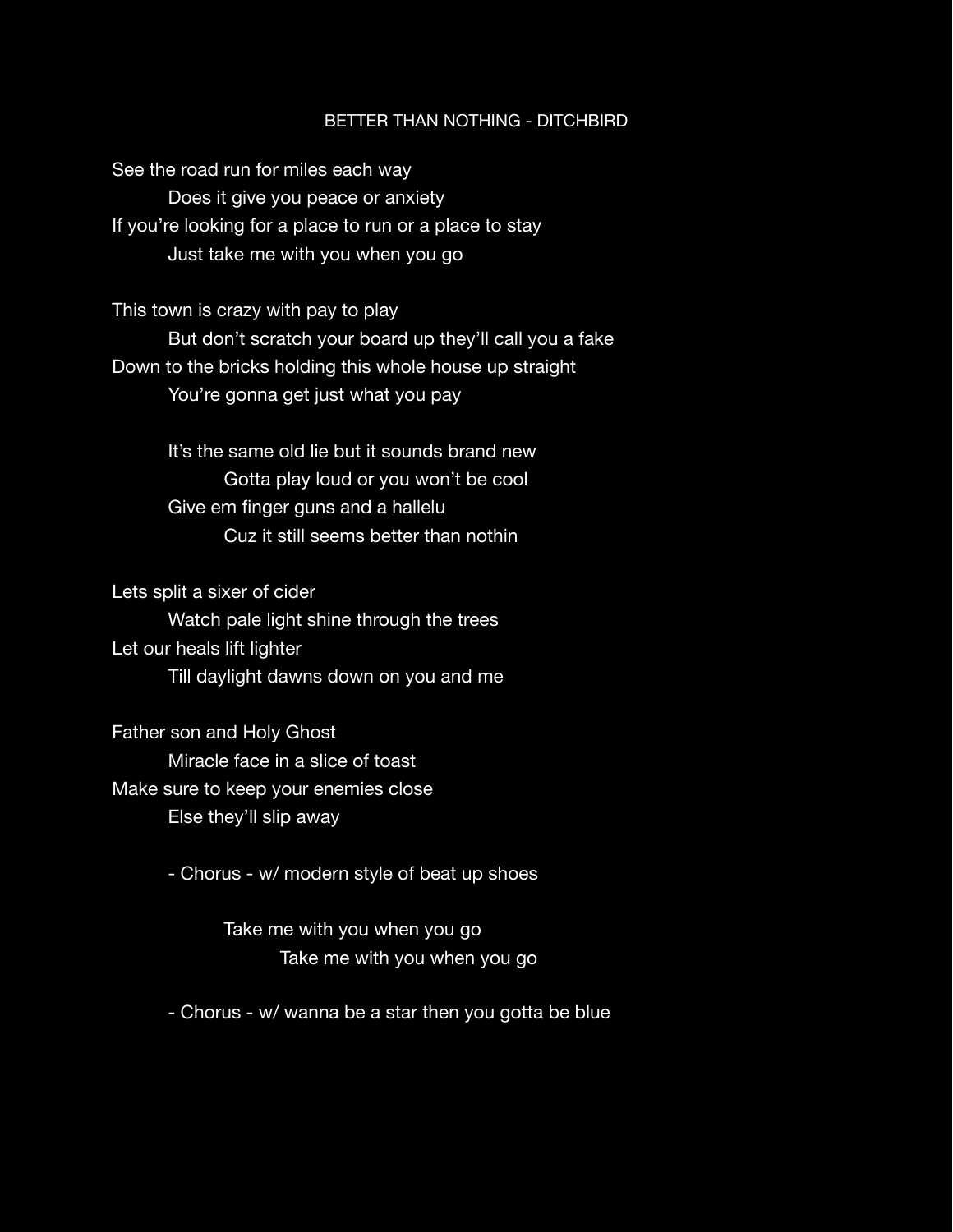# BETTER THAN NOTHING - DITCHBIRD

See the road run for miles each way
Does it give you peace or anxiety
If you're looking for a place to run or a place to stay
Just take me with you when you go

This town is crazy with pay to play
But don't scratch your board up they'll call you a fake
Down to the bricks holding this whole house up straight
You're gonna get just what you pay

It's the same old lie but it sounds brand new
Gotta play loud or you won't be cool
Give em finger guns and a hallelu
Cuz it still seems better than nothin

Lets split a sixer of cider
Watch pale light shine through the trees
Let our heals lift lighter
Till daylight dawns down on you and me

Father son and Holy Ghost
Miracle face in a slice of toast
Make sure to keep your enemies close
Else they'll slip away

- Chorus - w/ modern style of beat up shoes

Take me with you when you go
Take me with you when you go

- Chorus - w/ wanna be a star then you gotta be blue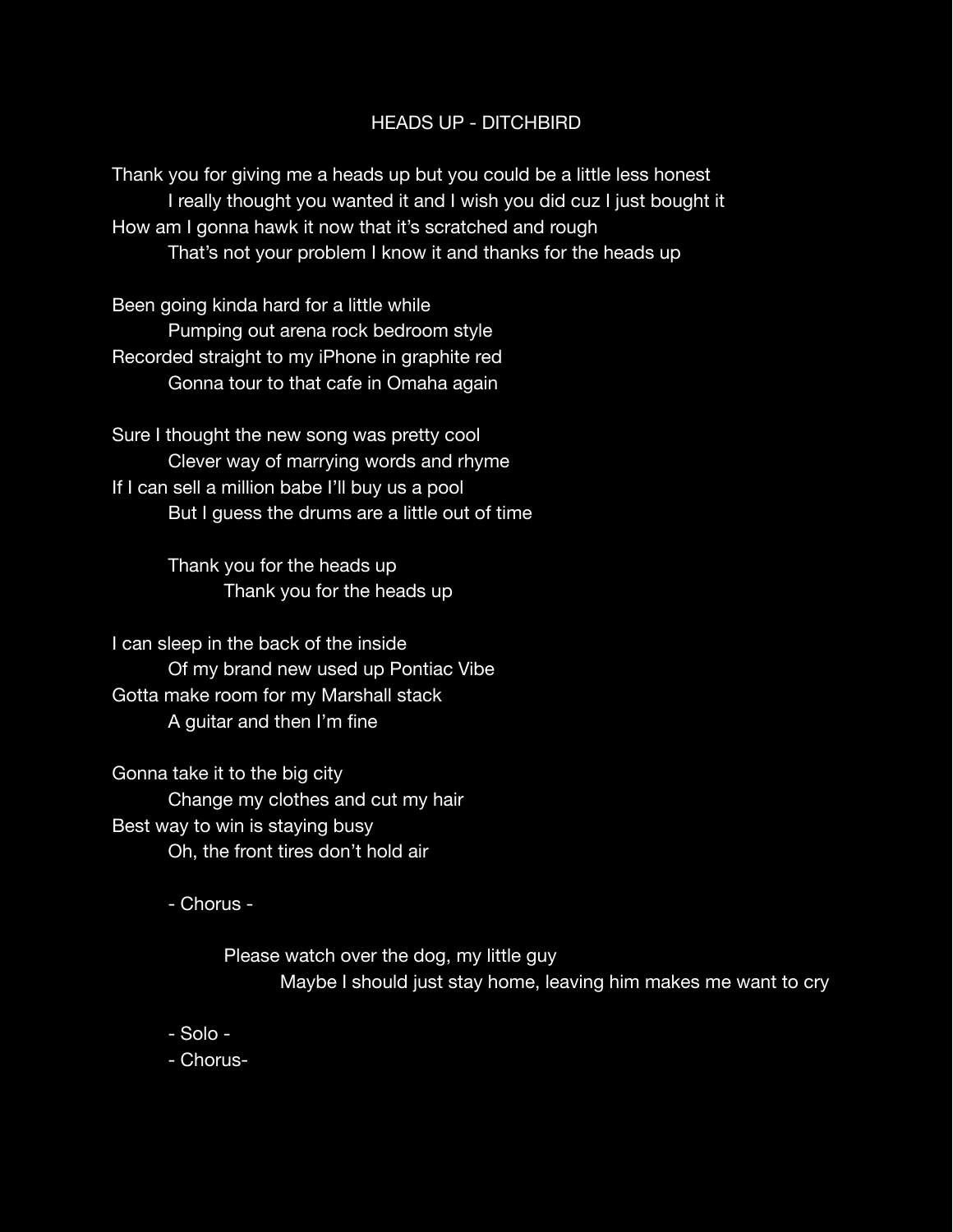# HEADS UP - DITCHBIRD

Thank you for giving me a heads up but you could be a little less honest
I really thought you wanted it and I wish you did cuz I just bought it
How am I gonna hawk it now that it's scratched and rough
That's not your problem I know it and thanks for the heads up

Been going kinda hard for a little while
Pumping out arena rock bedroom style
Recorded straight to my iPhone in graphite red
Gonna tour to that cafe in Omaha again

Sure I thought the new song was pretty cool
Clever way of marrying words and rhyme
If I can sell a million babe I'll buy us a pool
But I guess the drums are a little out of time

Thank you for the heads up
Thank you for the heads up

I can sleep in the back of the inside
Of my brand new used up Pontiac Vibe
Gotta make room for my Marshall stack
A guitar and then I'm fine

Gonna take it to the big city
Change my clothes and cut my hair
Best way to win is staying busy
Oh, the front tires don't hold air

- Chorus -

Please watch over the dog, my little guy
Maybe I should just stay home, leaving him makes me want to cry

- Solo -
- Chorus-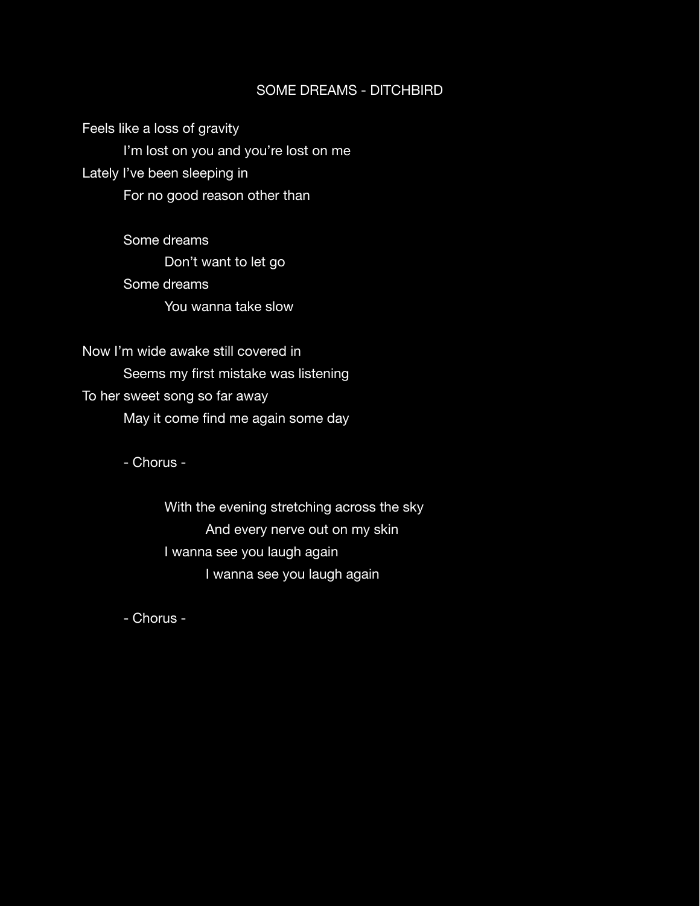# SOME DREAMS - DITCHBIRD

Feels like a loss of gravity
I'm lost on you and you're lost on me
Lately I've been sleeping in
For no good reason other than

Some dreams
Don't want to let go
Some dreams
You wanna take slow

Now I'm wide awake still covered in
Seems my first mistake was listening
To her sweet song so far away
May it come find me again some day

\- Chorus -

With the evening stretching across the sky
And every nerve out on my skin
I wanna see you laugh again
I wanna see you laugh again

\- Chorus -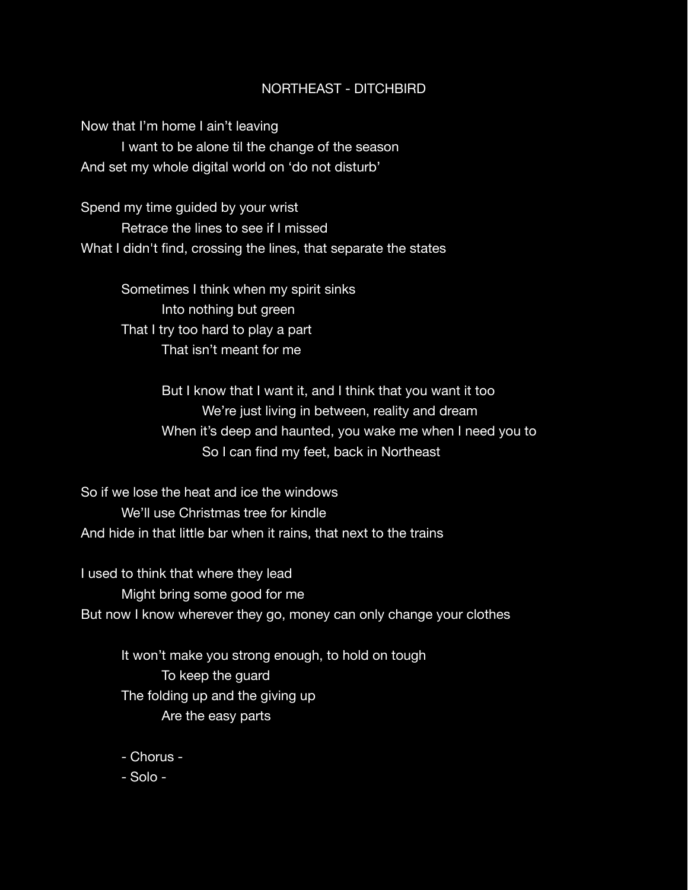# NORTHEAST - DITCHBIRD

Now that I'm home I ain't leaving
I want to be alone til the change of the season
And set my whole digital world on 'do not disturb'

Spend my time guided by your wrist
Retrace the lines to see if I missed
What I didn't find, crossing the lines, that separate the states

Sometimes I think when my spirit sinks
Into nothing but green
That I try too hard to play a part
That isn't meant for me

But I know that I want it, and I think that you want it too
We're just living in between, reality and dream
When it's deep and haunted, you wake me when I need you to
So I can find my feet, back in Northeast

So if we lose the heat and ice the windows
We'll use Christmas tree for kindle
And hide in that little bar when it rains, that next to the trains

I used to think that where they lead
Might bring some good for me
But now I know wherever they go, money can only change your clothes

It won't make you strong enough, to hold on tough
To keep the guard
The folding up and the giving up
Are the easy parts

- Chorus -
- Solo -